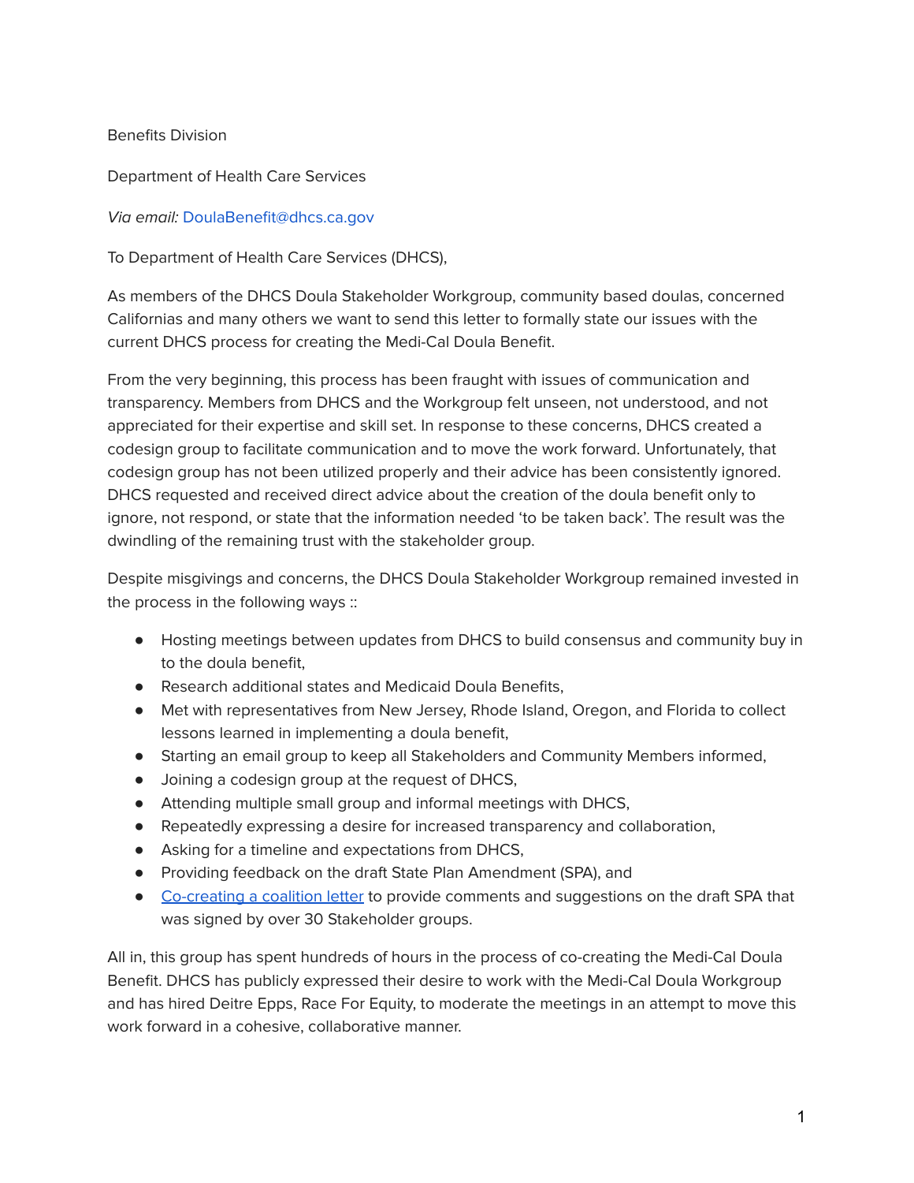Benefits Division

Department of Health Care Services

*Via email:* DoulaBenefit@dhcs.ca.gov

To Department of Health Care Services (DHCS),

As members of the DHCS Doula Stakeholder Workgroup, community based doulas, concerned Californias and many others we want to send this letter to formally state our issues with the current DHCS process for creating the Medi-Cal Doula Benefit.

From the very beginning, this process has been fraught with issues of communication and transparency. Members from DHCS and the Workgroup felt unseen, not understood, and not appreciated for their expertise and skill set. In response to these concerns, DHCS created a codesign group to facilitate communication and to move the work forward. Unfortunately, that codesign group has not been utilized properly and their advice has been consistently ignored. DHCS requested and received direct advice about the creation of the doula benefit only to ignore, not respond, or state that the information needed 'to be taken back'. The result was the dwindling of the remaining trust with the stakeholder group.

Despite misgivings and concerns, the DHCS Doula Stakeholder Workgroup remained invested in the process in the following ways ::

- Hosting meetings between updates from DHCS to build consensus and community buy in to the doula benefit,
- Research additional states and Medicaid Doula Benefits,
- Met with representatives from New Jersey, Rhode Island, Oregon, and Florida to collect lessons learned in implementing a doula benefit,
- Starting an email group to keep all Stakeholders and Community Members informed,
- Joining a codesign group at the request of DHCS,
- Attending multiple small group and informal meetings with DHCS,
- Repeatedly expressing a desire for increased transparency and collaboration,
- Asking for a timeline and expectations from DHCS,
- Providing feedback on the draft State Plan Amendment (SPA), and
- Co-creating a coalition letter to provide comments and suggestions on the draft SPA that was signed by over 30 Stakeholder groups.

All in, this group has spent hundreds of hours in the process of co-creating the Medi-Cal Doula Benefit. DHCS has publicly expressed their desire to work with the Medi-Cal Doula Workgroup and has hired Deitre Epps, Race For Equity, to moderate the meetings in an attempt to move this work forward in a cohesive, collaborative manner.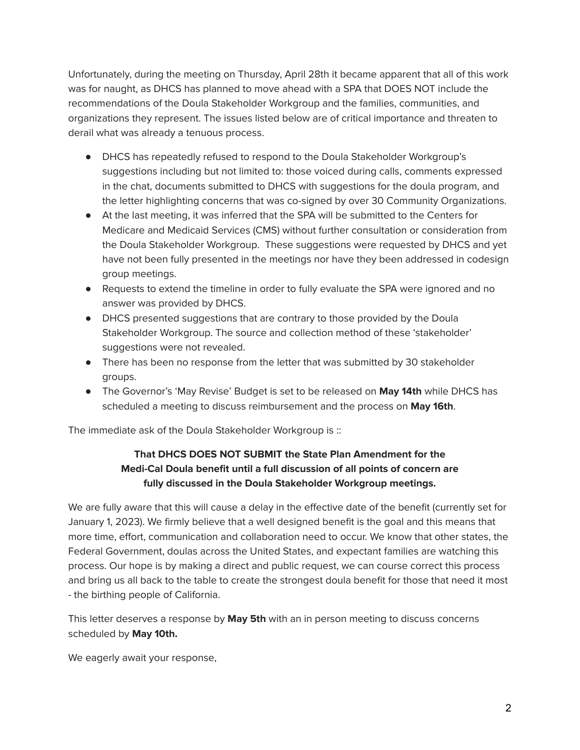Unfortunately, during the meeting on Thursday, April 28th it became apparent that all of this work was for naught, as DHCS has planned to move ahead with a SPA that DOES NOT include the recommendations of the Doula Stakeholder Workgroup and the families, communities, and organizations they represent. The issues listed below are of critical importance and threaten to derail what was already a tenuous process.

- DHCS has repeatedly refused to respond to the Doula Stakeholder Workgroup's suggestions including but not limited to: those voiced during calls, comments expressed in the chat, documents submitted to DHCS with suggestions for the doula program, and the letter highlighting concerns that was co-signed by over 30 Community Organizations.
- At the last meeting, it was inferred that the SPA will be submitted to the Centers for Medicare and Medicaid Services (CMS) without further consultation or consideration from the Doula Stakeholder Workgroup. These suggestions were requested by DHCS and yet have not been fully presented in the meetings nor have they been addressed in codesign group meetings.
- Requests to extend the timeline in order to fully evaluate the SPA were ignored and no answer was provided by DHCS.
- DHCS presented suggestions that are contrary to those provided by the Doula Stakeholder Workgroup. The source and collection method of these 'stakeholder' suggestions were not revealed.
- There has been no response from the letter that was submitted by 30 stakeholder groups.
- The Governor's 'May Revise' Budget is set to be released on **May 14th** while DHCS has scheduled a meeting to discuss reimbursement and the process on **May 16th**.

The immediate ask of the Doula Stakeholder Workgroup is ::

**That DHCS DOES NOT SUBMIT the State Plan Amendment for the Medi-Cal Doula benefit until a full discussion of all points of concern are fully discussed in the Doula Stakeholder Workgroup meetings.**

We are fully aware that this will cause a delay in the effective date of the benefit (currently set for January 1, 2023). We firmly believe that a well designed benefit is the goal and this means that more time, effort, communication and collaboration need to occur. We know that other states, the Federal Government, doulas across the United States, and expectant families are watching this process. Our hope is by making a direct and public request, we can course correct this process and bring us all back to the table to create the strongest doula benefit for those that need it most - the birthing people of California.

This letter deserves a response by **May 5th** with an in person meeting to discuss concerns scheduled by **May 10th.**

We eagerly await your response,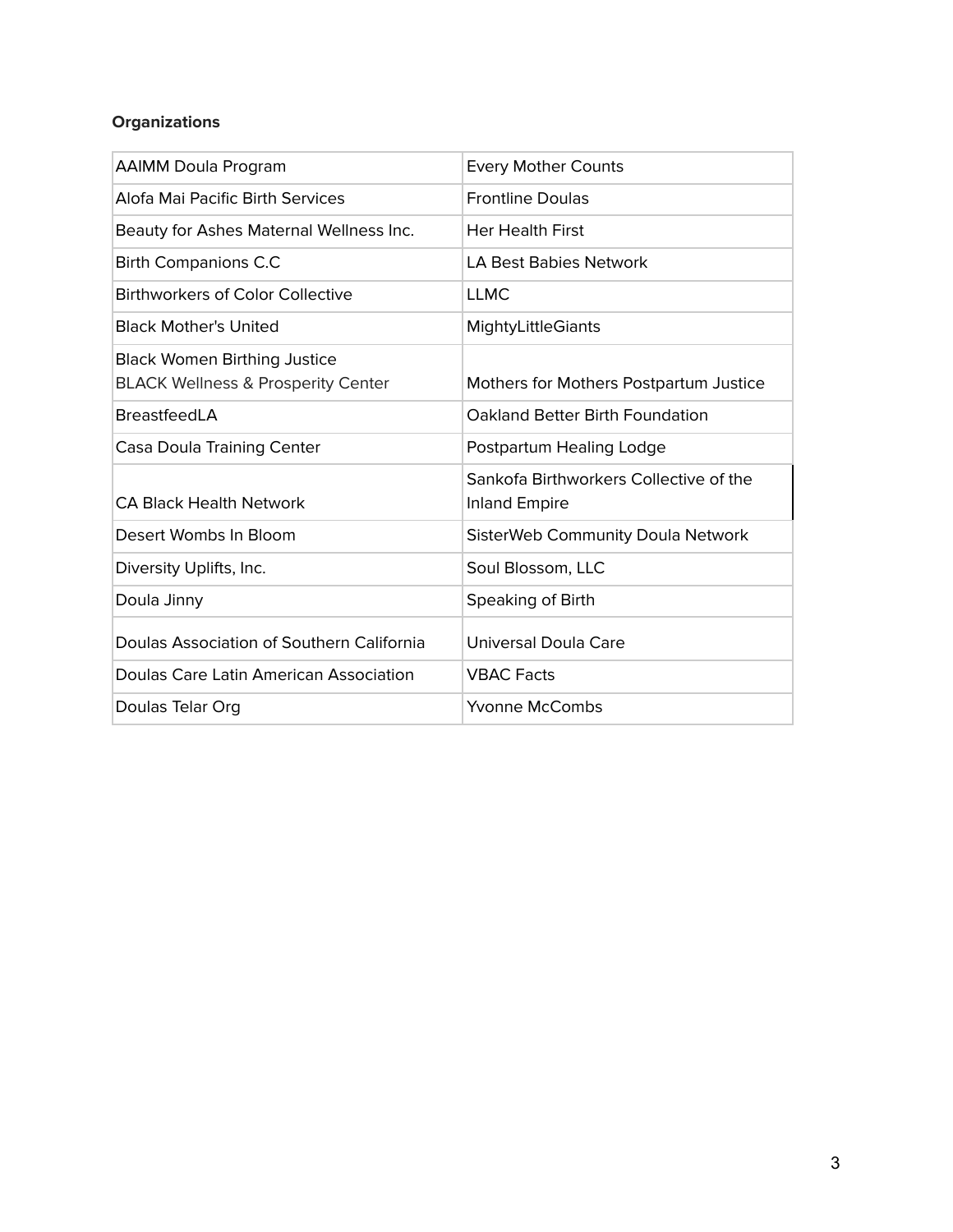**Organizations**

| | |
|---|---|
| AAIMM Doula Program | Every Mother Counts |
| Alofa Mai Pacific Birth Services | Frontline Doulas |
| Beauty for Ashes Maternal Wellness Inc. | Her Health First |
| Birth Companions C.C | LA Best Babies Network |
| Birthworkers of Color Collective | LLMC |
| Black Mother's United | MightyLittleGiants |
| Black Women Birthing Justice<br>BLACK Wellness & Prosperity Center | Mothers for Mothers Postpartum Justice |
| BreastfeedLA | Oakland Better Birth Foundation |
| Casa Doula Training Center | Postpartum Healing Lodge |
| CA Black Health Network | Sankofa Birthworkers Collective of the Inland Empire |
| Desert Wombs In Bloom | SisterWeb Community Doula Network |
| Diversity Uplifts, Inc. | Soul Blossom, LLC |
| Doula Jinny | Speaking of Birth |
| Doulas Association of Southern California | Universal Doula Care |
| Doulas Care Latin American Association | VBAC Facts |
| Doulas Telar Org | Yvonne McCombs |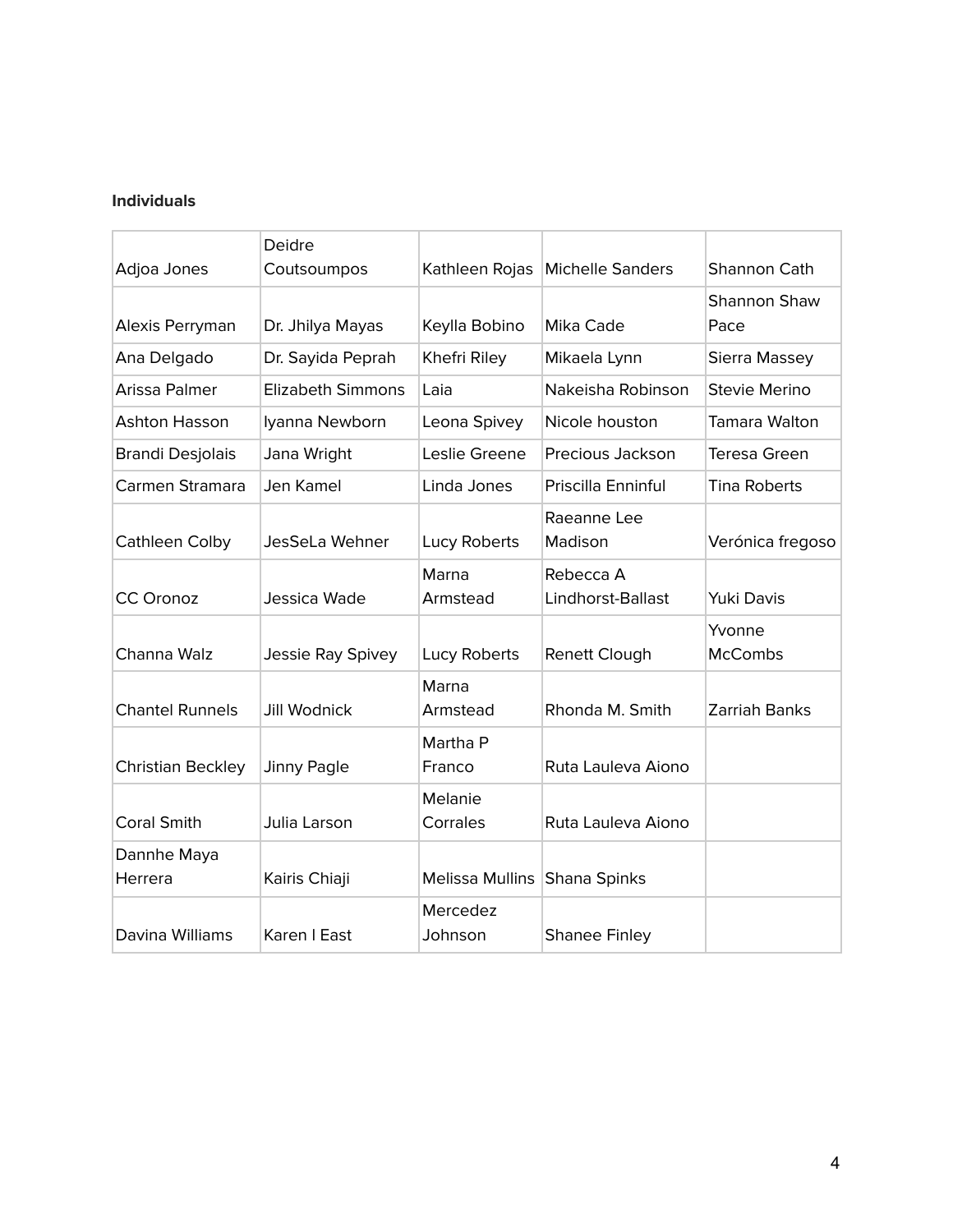**Individuals**

| | | | | |
|---|---|---|---|---|
| Adjoa Jones | Deidre Coutsoumpos | Kathleen Rojas | Michelle Sanders | Shannon Cath |
| Alexis Perryman | Dr. Jhilya Mayas | Keylla Bobino | Mika Cade | Shannon Shaw Pace |
| Ana Delgado | Dr. Sayida Peprah | Khefri Riley | Mikaela Lynn | Sierra Massey |
| Arissa Palmer | Elizabeth Simmons | Laia | Nakeisha Robinson | Stevie Merino |
| Ashton Hasson | Iyanna Newborn | Leona Spivey | Nicole houston | Tamara Walton |
| Brandi Desjolais | Jana Wright | Leslie Greene | Precious Jackson | Teresa Green |
| Carmen Stramara | Jen Kamel | Linda Jones | Priscilla Enninful | Tina Roberts |
| Cathleen Colby | JesSeLa Wehner | Lucy Roberts | Raeanne Lee Madison | Verónica fregoso |
| CC Oronoz | Jessica Wade | Marna Armstead | Rebecca A Lindhorst-Ballast | Yuki Davis |
| Channa Walz | Jessie Ray Spivey | Lucy Roberts | Renett Clough | Yvonne McCombs |
| Chantel Runnels | Jill Wodnick | Marna Armstead | Rhonda M. Smith | Zarriah Banks |
| Christian Beckley | Jinny Pagle | Martha P Franco | Ruta Lauleva Aiono | |
| Coral Smith | Julia Larson | Melanie Corrales | Ruta Lauleva Aiono | |
| Dannhe Maya Herrera | Kairis Chiaji | Melissa Mullins | Shana Spinks | |
| Davina Williams | Karen I East | Mercedez Johnson | Shanee Finley | |